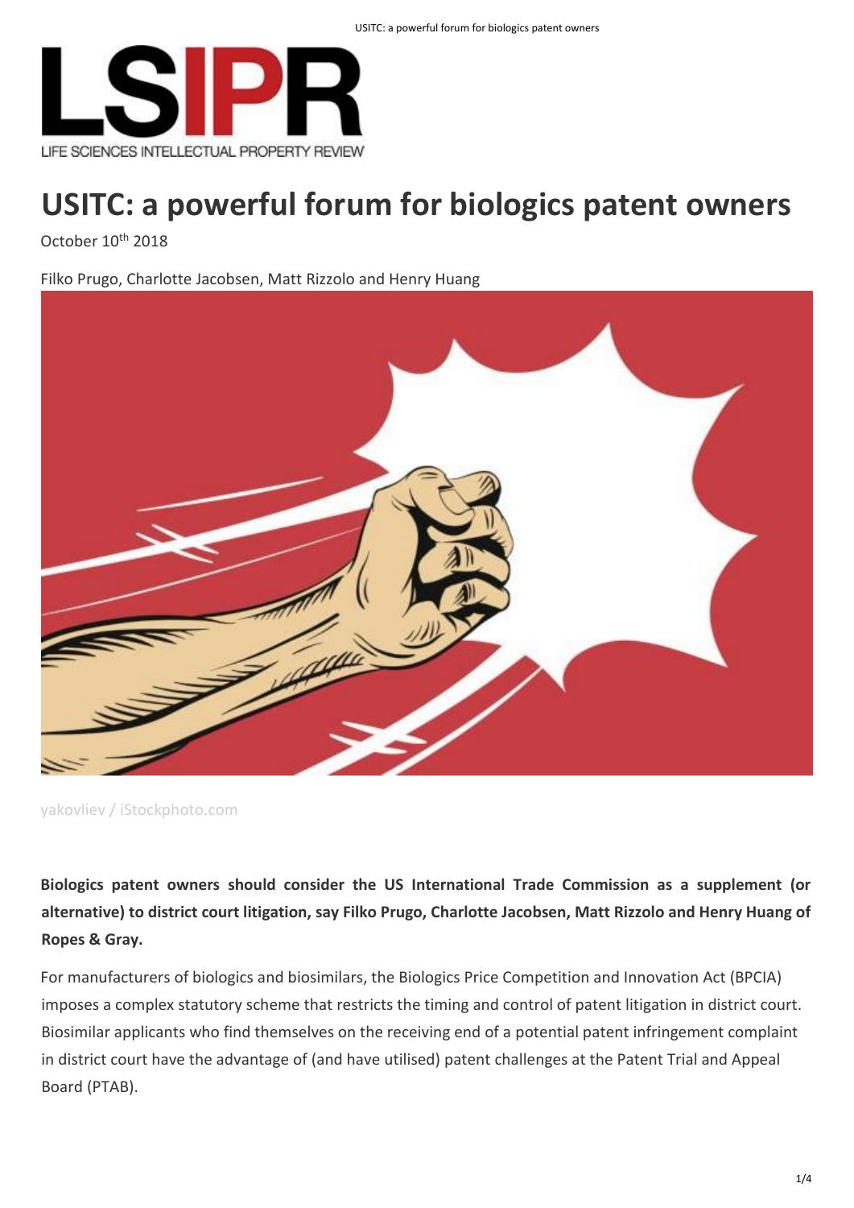# USITC: a powerful forum for biologics patent owners

October 10th 2018

Filko Prugo, Charlotte Jacobsen, Matt Rizzolo and Henry Huang

yakovliev / iStockphoto.com

**Biologics patent owners should consider the US International Trade Commission as a supplement (or alternative) to district court litigation, say Filko Prugo, Charlotte Jacobsen, Matt Rizzolo and Henry Huang of Ropes & Gray.**

For manufacturers of biologics and biosimilars, the Biologics Price Competition and Innovation Act (BPCIA) imposes a complex statutory scheme that restricts the timing and control of patent litigation in district court. Biosimilar applicants who find themselves on the receiving end of a potential patent infringement complaint in district court have the advantage of (and have utilised) patent challenges at the Patent Trial and Appeal Board (PTAB).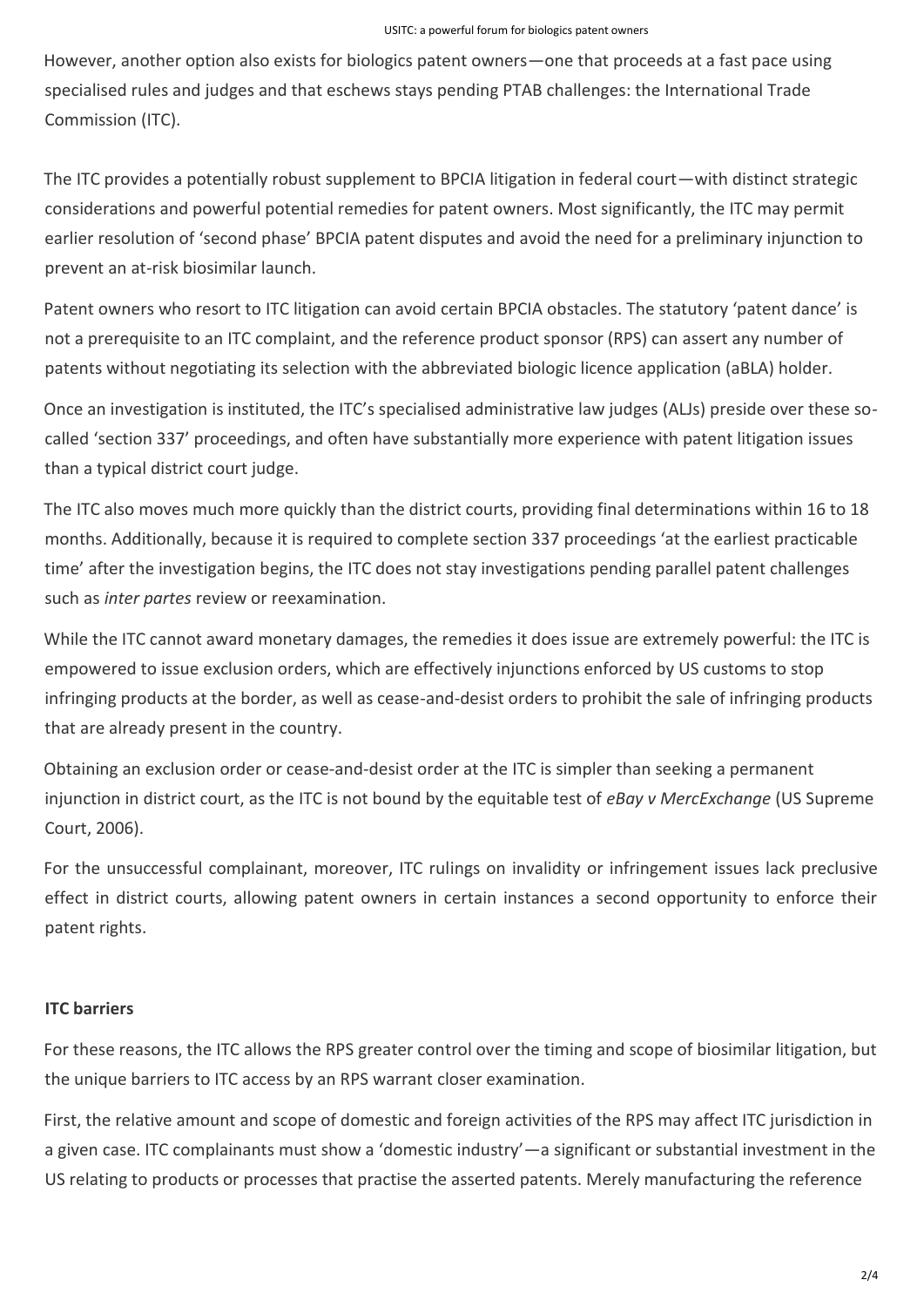However, another option also exists for biologics patent owners—one that proceeds at a fast pace using specialised rules and judges and that eschews stays pending PTAB challenges: the International Trade Commission (ITC).

The ITC provides a potentially robust supplement to BPCIA litigation in federal court—with distinct strategic considerations and powerful potential remedies for patent owners. Most significantly, the ITC may permit earlier resolution of 'second phase' BPCIA patent disputes and avoid the need for a preliminary injunction to prevent an at-risk biosimilar launch.

Patent owners who resort to ITC litigation can avoid certain BPCIA obstacles. The statutory 'patent dance' is not a prerequisite to an ITC complaint, and the reference product sponsor (RPS) can assert any number of patents without negotiating its selection with the abbreviated biologic licence application (aBLA) holder.

Once an investigation is instituted, the ITC's specialised administrative law judges (ALJs) preside over these so-called 'section 337' proceedings, and often have substantially more experience with patent litigation issues than a typical district court judge.

The ITC also moves much more quickly than the district courts, providing final determinations within 16 to 18 months. Additionally, because it is required to complete section 337 proceedings 'at the earliest practicable time' after the investigation begins, the ITC does not stay investigations pending parallel patent challenges such as *inter partes* review or reexamination.

While the ITC cannot award monetary damages, the remedies it does issue are extremely powerful: the ITC is empowered to issue exclusion orders, which are effectively injunctions enforced by US customs to stop infringing products at the border, as well as cease-and-desist orders to prohibit the sale of infringing products that are already present in the country.

Obtaining an exclusion order or cease-and-desist order at the ITC is simpler than seeking a permanent injunction in district court, as the ITC is not bound by the equitable test of *eBay v MercExchange* (US Supreme Court, 2006).

For the unsuccessful complainant, moreover, ITC rulings on invalidity or infringement issues lack preclusive effect in district courts, allowing patent owners in certain instances a second opportunity to enforce their patent rights.

**ITC barriers**

For these reasons, the ITC allows the RPS greater control over the timing and scope of biosimilar litigation, but the unique barriers to ITC access by an RPS warrant closer examination.

First, the relative amount and scope of domestic and foreign activities of the RPS may affect ITC jurisdiction in a given case. ITC complainants must show a 'domestic industry'—a significant or substantial investment in the US relating to products or processes that practise the asserted patents. Merely manufacturing the reference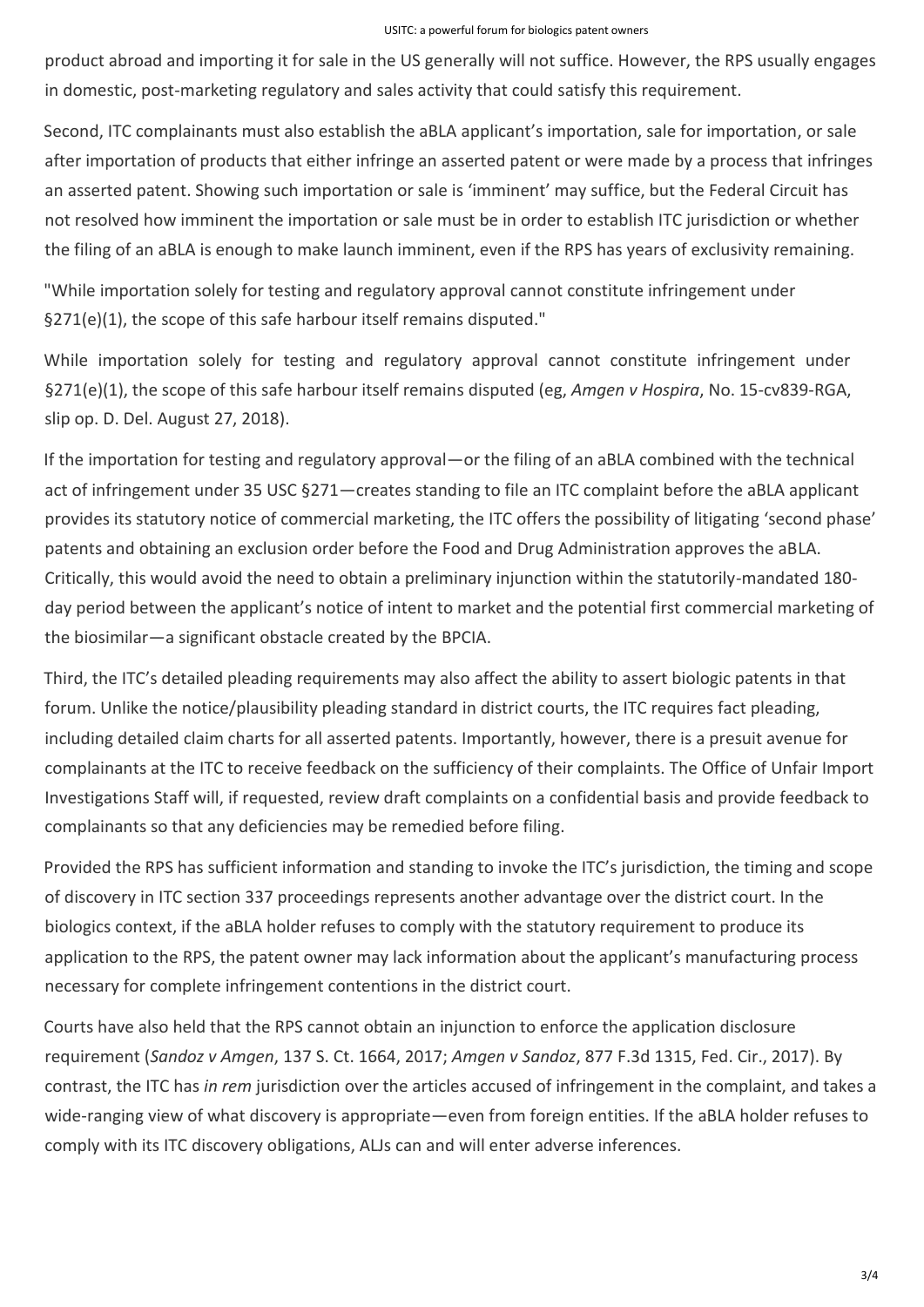product abroad and importing it for sale in the US generally will not suffice. However, the RPS usually engages in domestic, post-marketing regulatory and sales activity that could satisfy this requirement.

Second, ITC complainants must also establish the aBLA applicant's importation, sale for importation, or sale after importation of products that either infringe an asserted patent or were made by a process that infringes an asserted patent. Showing such importation or sale is 'imminent' may suffice, but the Federal Circuit has not resolved how imminent the importation or sale must be in order to establish ITC jurisdiction or whether the filing of an aBLA is enough to make launch imminent, even if the RPS has years of exclusivity remaining.

"While importation solely for testing and regulatory approval cannot constitute infringement under §271(e)(1), the scope of this safe harbour itself remains disputed."

While importation solely for testing and regulatory approval cannot constitute infringement under §271(e)(1), the scope of this safe harbour itself remains disputed (eg, *Amgen v Hospira*, No. 15-cv839-RGA, slip op. D. Del. August 27, 2018).

If the importation for testing and regulatory approval—or the filing of an aBLA combined with the technical act of infringement under 35 USC §271—creates standing to file an ITC complaint before the aBLA applicant provides its statutory notice of commercial marketing, the ITC offers the possibility of litigating 'second phase' patents and obtaining an exclusion order before the Food and Drug Administration approves the aBLA. Critically, this would avoid the need to obtain a preliminary injunction within the statutorily-mandated 180-day period between the applicant's notice of intent to market and the potential first commercial marketing of the biosimilar—a significant obstacle created by the BPCIA.

Third, the ITC's detailed pleading requirements may also affect the ability to assert biologic patents in that forum. Unlike the notice/plausibility pleading standard in district courts, the ITC requires fact pleading, including detailed claim charts for all asserted patents. Importantly, however, there is a presuit avenue for complainants at the ITC to receive feedback on the sufficiency of their complaints. The Office of Unfair Import Investigations Staff will, if requested, review draft complaints on a confidential basis and provide feedback to complainants so that any deficiencies may be remedied before filing.

Provided the RPS has sufficient information and standing to invoke the ITC's jurisdiction, the timing and scope of discovery in ITC section 337 proceedings represents another advantage over the district court. In the biologics context, if the aBLA holder refuses to comply with the statutory requirement to produce its application to the RPS, the patent owner may lack information about the applicant's manufacturing process necessary for complete infringement contentions in the district court.

Courts have also held that the RPS cannot obtain an injunction to enforce the application disclosure requirement (*Sandoz v Amgen*, 137 S. Ct. 1664, 2017; *Amgen v Sandoz*, 877 F.3d 1315, Fed. Cir., 2017). By contrast, the ITC has *in rem* jurisdiction over the articles accused of infringement in the complaint, and takes a wide-ranging view of what discovery is appropriate—even from foreign entities. If the aBLA holder refuses to comply with its ITC discovery obligations, ALJs can and will enter adverse inferences.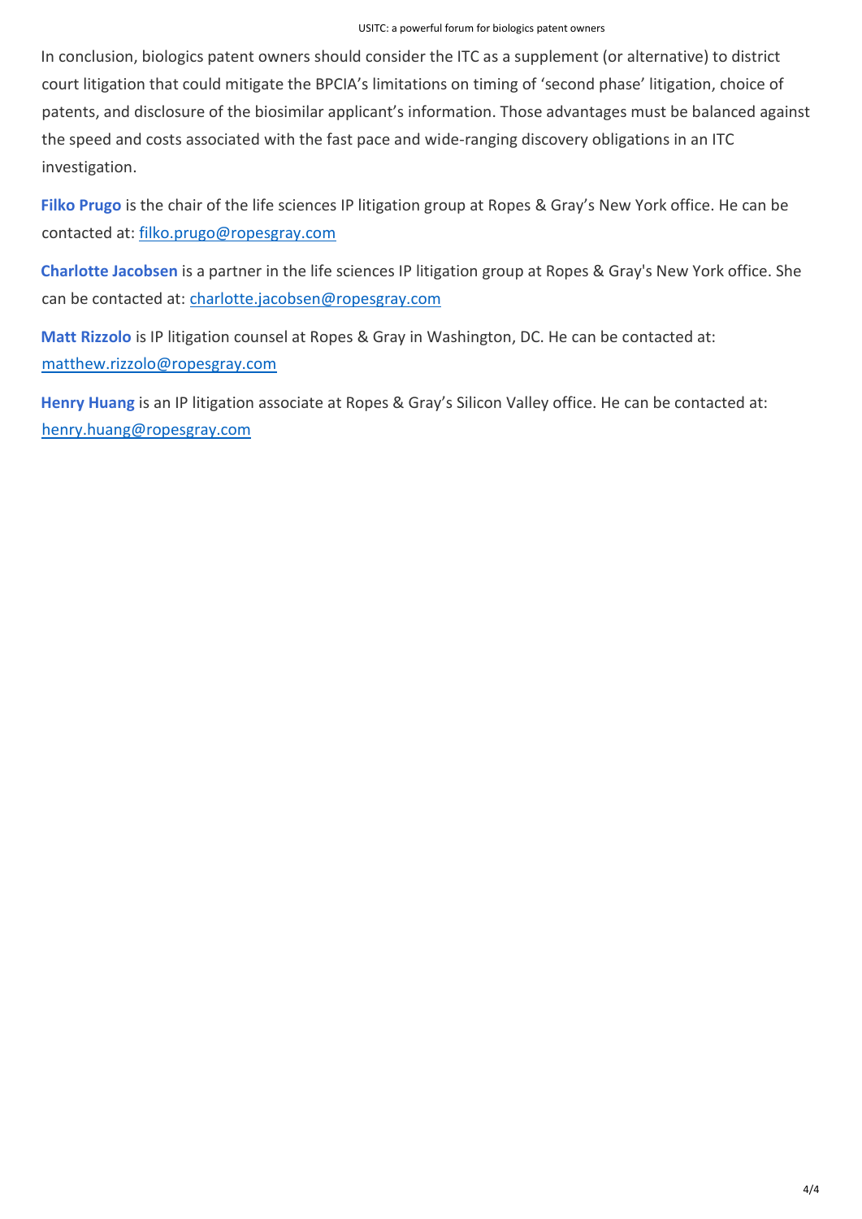In conclusion, biologics patent owners should consider the ITC as a supplement (or alternative) to district court litigation that could mitigate the BPCIA's limitations on timing of 'second phase' litigation, choice of patents, and disclosure of the biosimilar applicant's information. Those advantages must be balanced against the speed and costs associated with the fast pace and wide-ranging discovery obligations in an ITC investigation.

**Filko Prugo** is the chair of the life sciences IP litigation group at Ropes & Gray's New York office. He can be contacted at: filko.prugo@ropesgray.com

**Charlotte Jacobsen** is a partner in the life sciences IP litigation group at Ropes & Gray's New York office. She can be contacted at: charlotte.jacobsen@ropesgray.com

**Matt Rizzolo** is IP litigation counsel at Ropes & Gray in Washington, DC. He can be contacted at: matthew.rizzolo@ropesgray.com

**Henry Huang** is an IP litigation associate at Ropes & Gray's Silicon Valley office. He can be contacted at: henry.huang@ropesgray.com